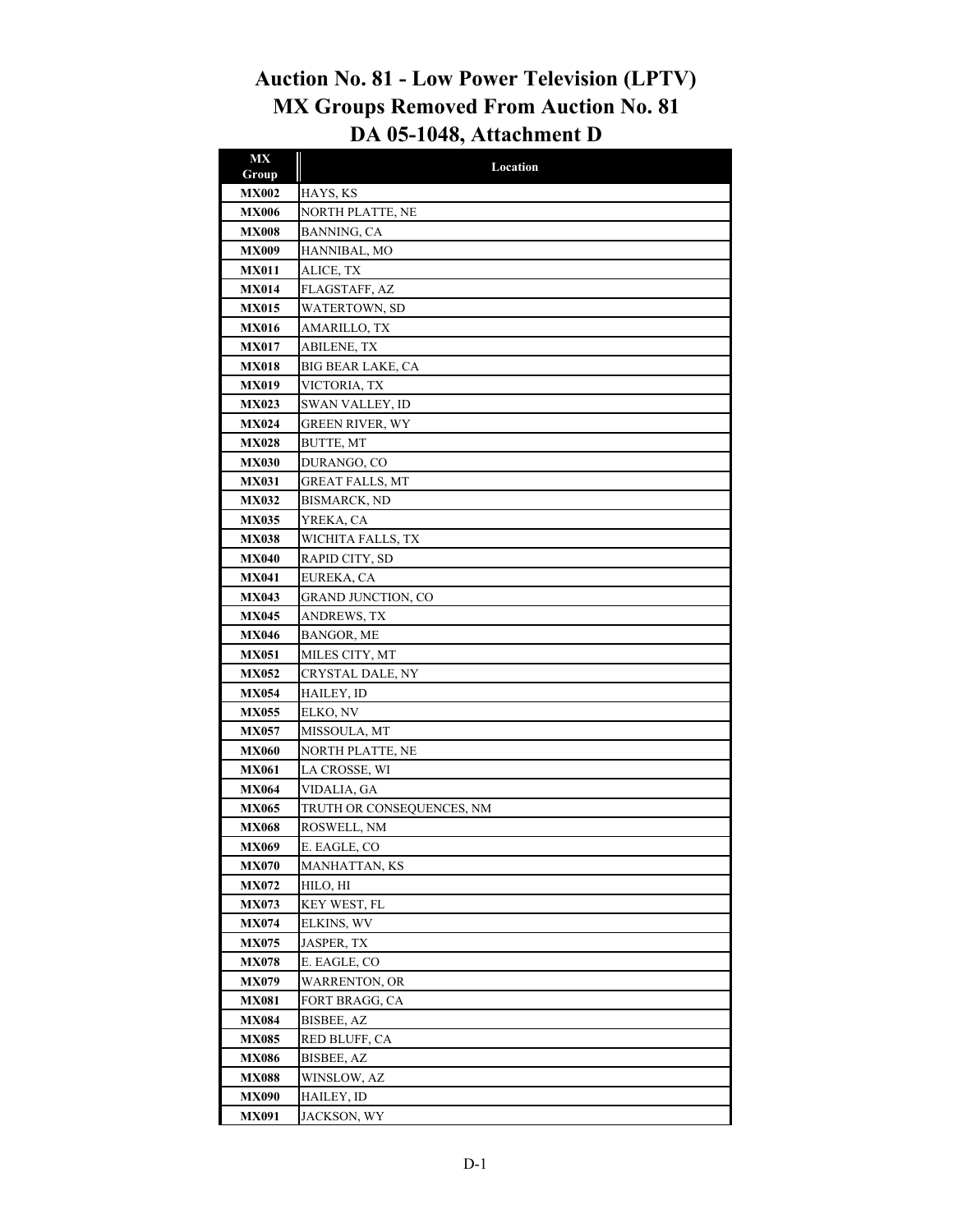# Auction No. 81 - Low Power Television (LPTV)
# MX Groups Removed From Auction No. 81
# DA 05-1048, Attachment D

| MX Group | Location |
|---|---|
| **MX002** | HAYS, KS |
| **MX006** | NORTH PLATTE, NE |
| **MX008** | BANNING, CA |
| **MX009** | HANNIBAL, MO |
| **MX011** | ALICE, TX |
| **MX014** | FLAGSTAFF, AZ |
| **MX015** | WATERTOWN, SD |
| **MX016** | AMARILLO, TX |
| **MX017** | ABILENE, TX |
| **MX018** | BIG BEAR LAKE, CA |
| **MX019** | VICTORIA, TX |
| **MX023** | SWAN VALLEY, ID |
| **MX024** | GREEN RIVER, WY |
| **MX028** | BUTTE, MT |
| **MX030** | DURANGO, CO |
| **MX031** | GREAT FALLS, MT |
| **MX032** | BISMARCK, ND |
| **MX035** | YREKA, CA |
| **MX038** | WICHITA FALLS, TX |
| **MX040** | RAPID CITY, SD |
| **MX041** | EUREKA, CA |
| **MX043** | GRAND JUNCTION, CO |
| **MX045** | ANDREWS, TX |
| **MX046** | BANGOR, ME |
| **MX051** | MILES CITY, MT |
| **MX052** | CRYSTAL DALE, NY |
| **MX054** | HAILEY, ID |
| **MX055** | ELKO, NV |
| **MX057** | MISSOULA, MT |
| **MX060** | NORTH PLATTE, NE |
| **MX061** | LA CROSSE, WI |
| **MX064** | VIDALIA, GA |
| **MX065** | TRUTH OR CONSEQUENCES, NM |
| **MX068** | ROSWELL, NM |
| **MX069** | E. EAGLE, CO |
| **MX070** | MANHATTAN, KS |
| **MX072** | HILO, HI |
| **MX073** | KEY WEST, FL |
| **MX074** | ELKINS, WV |
| **MX075** | JASPER, TX |
| **MX078** | E. EAGLE, CO |
| **MX079** | WARRENTON, OR |
| **MX081** | FORT BRAGG, CA |
| **MX084** | BISBEE, AZ |
| **MX085** | RED BLUFF, CA |
| **MX086** | BISBEE, AZ |
| **MX088** | WINSLOW, AZ |
| **MX090** | HAILEY, ID |
| **MX091** | JACKSON, WY |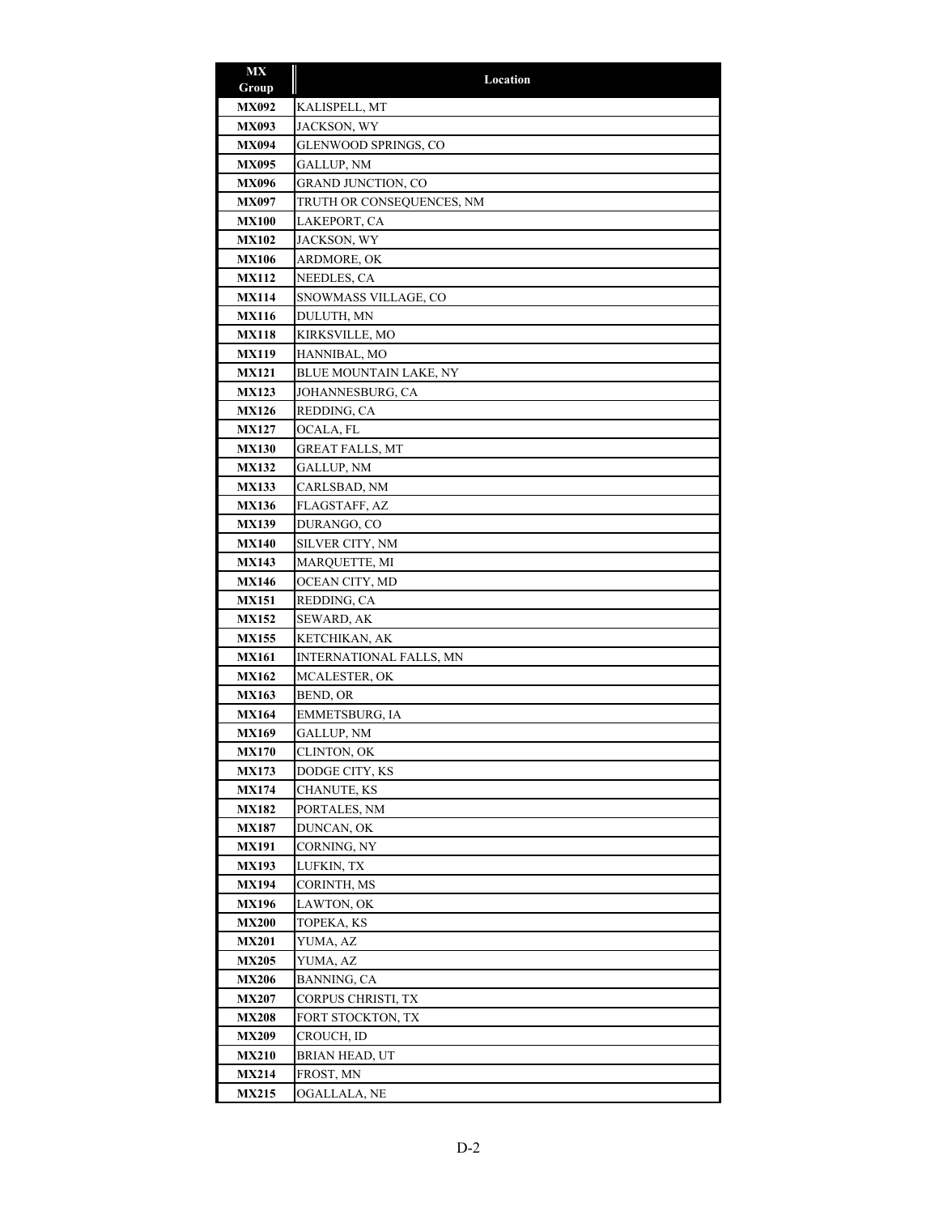| MX Group | Location |
|---|---|
| **MX092** | KALISPELL, MT |
| **MX093** | JACKSON, WY |
| **MX094** | GLENWOOD SPRINGS, CO |
| **MX095** | GALLUP, NM |
| **MX096** | GRAND JUNCTION, CO |
| **MX097** | TRUTH OR CONSEQUENCES, NM |
| **MX100** | LAKEPORT, CA |
| **MX102** | JACKSON, WY |
| **MX106** | ARDMORE, OK |
| **MX112** | NEEDLES, CA |
| **MX114** | SNOWMASS VILLAGE, CO |
| **MX116** | DULUTH, MN |
| **MX118** | KIRKSVILLE, MO |
| **MX119** | HANNIBAL, MO |
| **MX121** | BLUE MOUNTAIN LAKE, NY |
| **MX123** | JOHANNESBURG, CA |
| **MX126** | REDDING, CA |
| **MX127** | OCALA, FL |
| **MX130** | GREAT FALLS, MT |
| **MX132** | GALLUP, NM |
| **MX133** | CARLSBAD, NM |
| **MX136** | FLAGSTAFF, AZ |
| **MX139** | DURANGO, CO |
| **MX140** | SILVER CITY, NM |
| **MX143** | MARQUETTE, MI |
| **MX146** | OCEAN CITY, MD |
| **MX151** | REDDING, CA |
| **MX152** | SEWARD, AK |
| **MX155** | KETCHIKAN, AK |
| **MX161** | INTERNATIONAL FALLS, MN |
| **MX162** | MCALESTER, OK |
| **MX163** | BEND, OR |
| **MX164** | EMMETSBURG, IA |
| **MX169** | GALLUP, NM |
| **MX170** | CLINTON, OK |
| **MX173** | DODGE CITY, KS |
| **MX174** | CHANUTE, KS |
| **MX182** | PORTALES, NM |
| **MX187** | DUNCAN, OK |
| **MX191** | CORNING, NY |
| **MX193** | LUFKIN, TX |
| **MX194** | CORINTH, MS |
| **MX196** | LAWTON, OK |
| **MX200** | TOPEKA, KS |
| **MX201** | YUMA, AZ |
| **MX205** | YUMA, AZ |
| **MX206** | BANNING, CA |
| **MX207** | CORPUS CHRISTI, TX |
| **MX208** | FORT STOCKTON, TX |
| **MX209** | CROUCH, ID |
| **MX210** | BRIAN HEAD, UT |
| **MX214** | FROST, MN |
| **MX215** | OGALLALA, NE |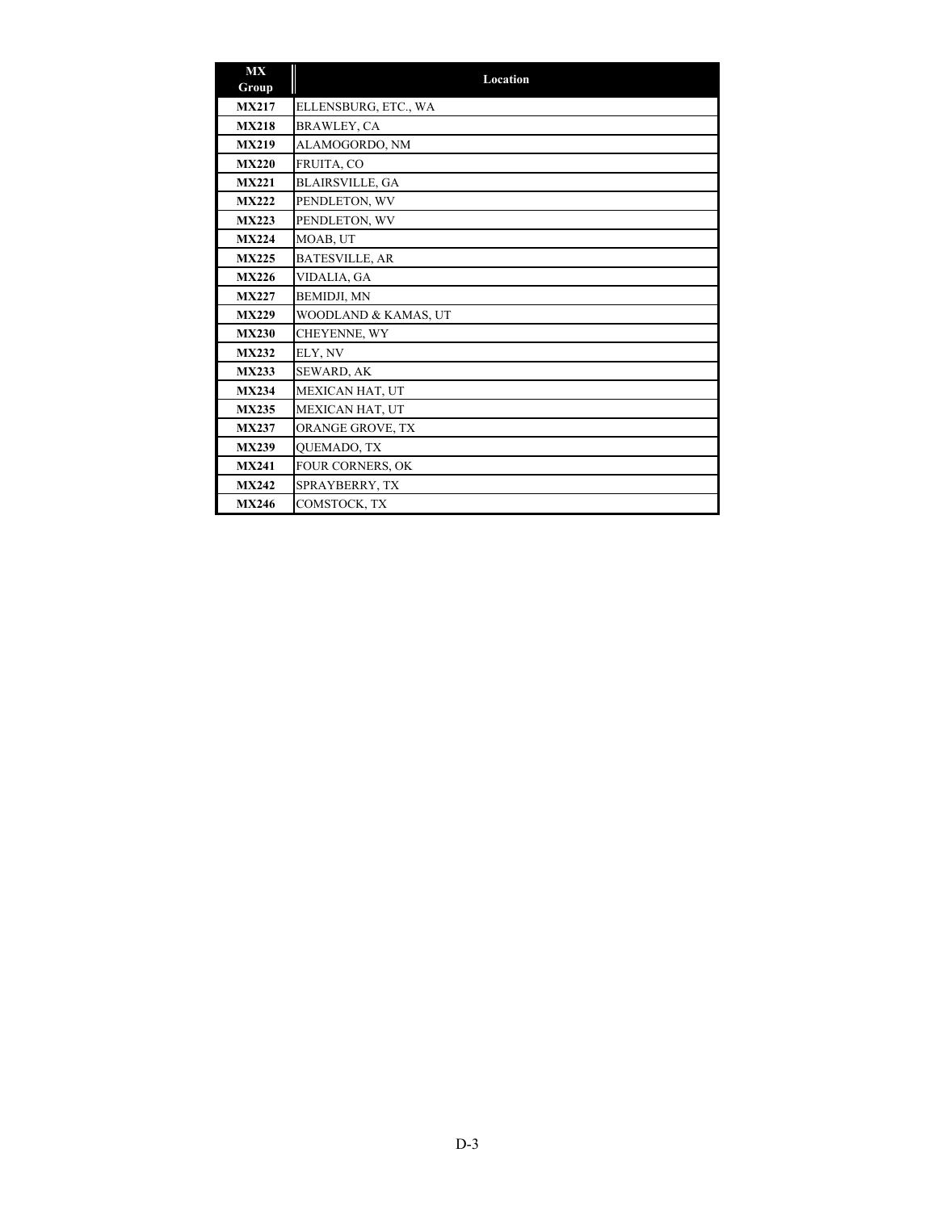| MX Group | Location |
|---|---|
| **MX217** | ELLENSBURG, ETC., WA |
| **MX218** | BRAWLEY, CA |
| **MX219** | ALAMOGORDO, NM |
| **MX220** | FRUITA, CO |
| **MX221** | BLAIRSVILLE, GA |
| **MX222** | PENDLETON, WV |
| **MX223** | PENDLETON, WV |
| **MX224** | MOAB, UT |
| **MX225** | BATESVILLE, AR |
| **MX226** | VIDALIA, GA |
| **MX227** | BEMIDJI, MN |
| **MX229** | WOODLAND & KAMAS, UT |
| **MX230** | CHEYENNE, WY |
| **MX232** | ELY, NV |
| **MX233** | SEWARD, AK |
| **MX234** | MEXICAN HAT, UT |
| **MX235** | MEXICAN HAT, UT |
| **MX237** | ORANGE GROVE, TX |
| **MX239** | QUEMADO, TX |
| **MX241** | FOUR CORNERS, OK |
| **MX242** | SPRAYBERRY, TX |
| **MX246** | COMSTOCK, TX |